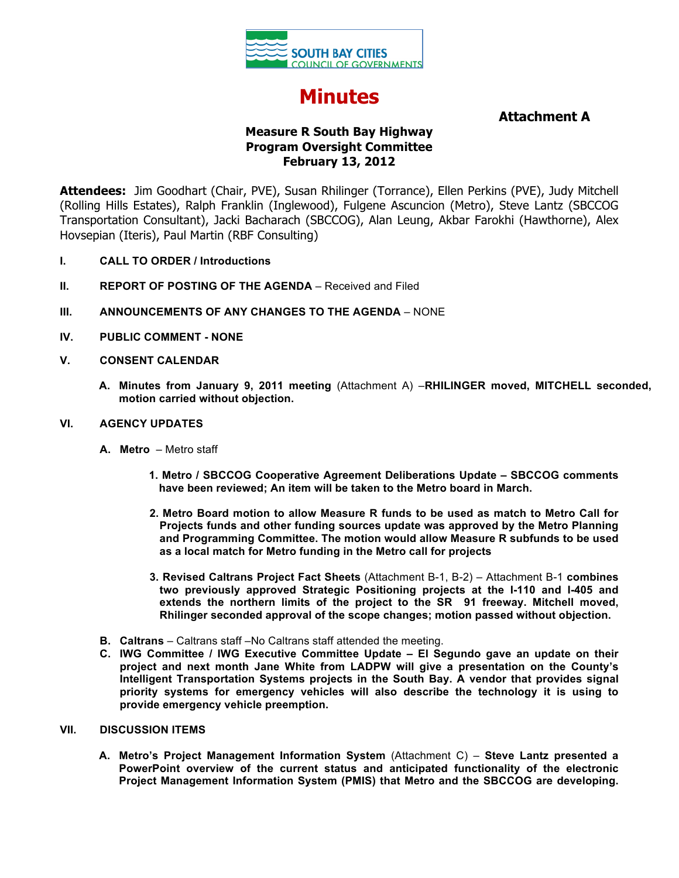SOUTH BAY CITIES COUNCIL OF GOVERNMENTS

# Minutes

**Attachment A**

**Measure R South Bay Highway Program Oversight Committee February 13, 2012**

**Attendees:** Jim Goodhart (Chair, PVE), Susan Rhilinger (Torrance), Ellen Perkins (PVE), Judy Mitchell (Rolling Hills Estates), Ralph Franklin (Inglewood), Fulgene Ascuncion (Metro), Steve Lantz (SBCCOG Transportation Consultant), Jacki Bacharach (SBCCOG), Alan Leung, Akbar Farokhi (Hawthorne), Alex Hovsepian (Iteris), Paul Martin (RBF Consulting)

**I. CALL TO ORDER / Introductions**

**II. REPORT OF POSTING OF THE AGENDA** – Received and Filed

**III. ANNOUNCEMENTS OF ANY CHANGES TO THE AGENDA** – NONE

**IV. PUBLIC COMMENT - NONE**

**V. CONSENT CALENDAR**

A. **Minutes from January 9, 2011 meeting** (Attachment A) –**RHILINGER moved, MITCHELL seconded, motion carried without objection.**

**VI. AGENCY UPDATES**

A. **Metro** – Metro staff

1. **Metro / SBCCOG Cooperative Agreement Deliberations Update – SBCCOG comments have been reviewed; An item will be taken to the Metro board in March.**

2. **Metro Board motion to allow Measure R funds to be used as match to Metro Call for Projects funds and other funding sources update was approved by the Metro Planning and Programming Committee. The motion would allow Measure R subfunds to be used as a local match for Metro funding in the Metro call for projects**

3. **Revised Caltrans Project Fact Sheets** (Attachment B-1, B-2) – Attachment B-1 **combines two previously approved Strategic Positioning projects at the I-110 and I-405 and extends the northern limits of the project to the SR 91 freeway. Mitchell moved, Rhilinger seconded approval of the scope changes; motion passed without objection.**

B. **Caltrans** – Caltrans staff –No Caltrans staff attended the meeting.

C. **IWG Committee / IWG Executive Committee Update – El Segundo gave an update on their project and next month Jane White from LADPW will give a presentation on the County's Intelligent Transportation Systems projects in the South Bay. A vendor that provides signal priority systems for emergency vehicles will also describe the technology it is using to provide emergency vehicle preemption.**

**VII. DISCUSSION ITEMS**

A. **Metro's Project Management Information System** (Attachment C) – **Steve Lantz presented a PowerPoint overview of the current status and anticipated functionality of the electronic Project Management Information System (PMIS) that Metro and the SBCCOG are developing.**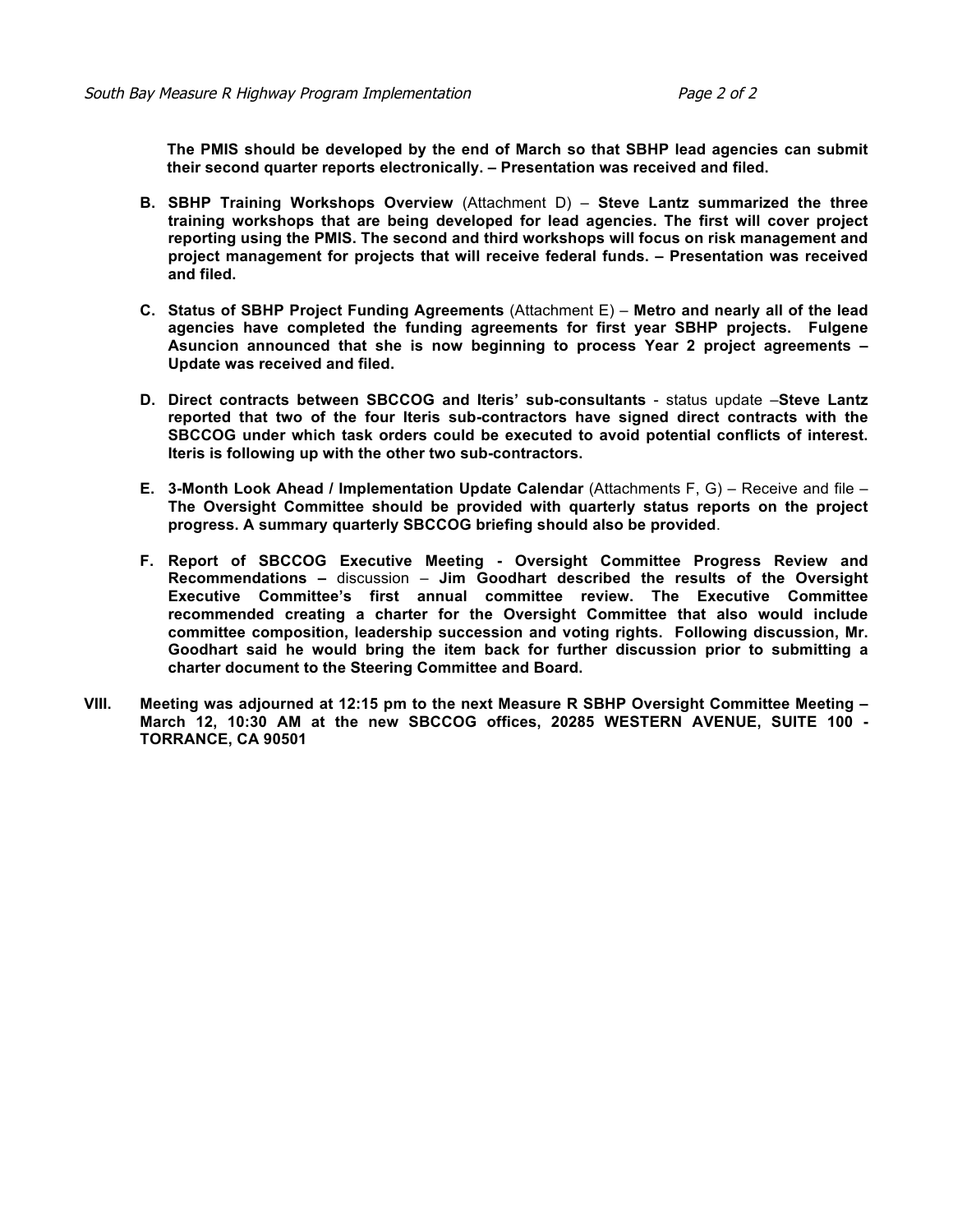**The PMIS should be developed by the end of March so that SBHP lead agencies can submit their second quarter reports electronically. – Presentation was received and filed.**

B. **SBHP Training Workshops Overview** (Attachment D) – **Steve Lantz summarized the three training workshops that are being developed for lead agencies. The first will cover project reporting using the PMIS. The second and third workshops will focus on risk management and project management for projects that will receive federal funds. – Presentation was received and filed.**

C. **Status of SBHP Project Funding Agreements** (Attachment E) – **Metro and nearly all of the lead agencies have completed the funding agreements for first year SBHP projects. Fulgene Asuncion announced that she is now beginning to process Year 2 project agreements – Update was received and filed.**

D. **Direct contracts between SBCCOG and Iteris' sub-consultants** - status update –**Steve Lantz reported that two of the four Iteris sub-contractors have signed direct contracts with the SBCCOG under which task orders could be executed to avoid potential conflicts of interest. Iteris is following up with the other two sub-contractors.**

E. **3-Month Look Ahead / Implementation Update Calendar** (Attachments F, G) – Receive and file – **The Oversight Committee should be provided with quarterly status reports on the project progress. A summary quarterly SBCCOG briefing should also be provided**.

F. **Report of SBCCOG Executive Meeting - Oversight Committee Progress Review and Recommendations –** discussion – **Jim Goodhart described the results of the Oversight Executive Committee's first annual committee review. The Executive Committee recommended creating a charter for the Oversight Committee that also would include committee composition, leadership succession and voting rights. Following discussion, Mr. Goodhart said he would bring the item back for further discussion prior to submitting a charter document to the Steering Committee and Board.**

**VIII. Meeting was adjourned at 12:15 pm to the next Measure R SBHP Oversight Committee Meeting – March 12, 10:30 AM at the new SBCCOG offices, 20285 WESTERN AVENUE, SUITE 100 - TORRANCE, CA 90501**